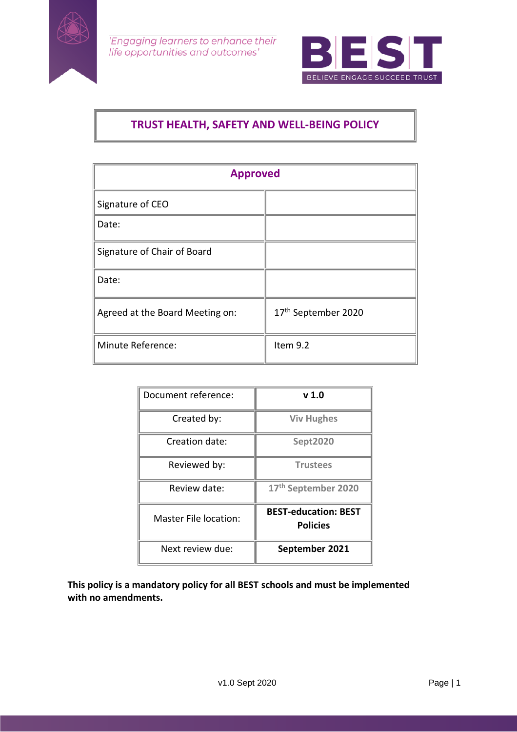*'Engaging learners to enhance their life opportunities and outcomes'*

**BEST**
BELIEVE ENGAGE SUCCEED TRUST

# TRUST HEALTH, SAFETY AND WELL-BEING POLICY

| Approved | |
|---|---|
| Signature of CEO | |
| Date: | |
| Signature of Chair of Board | |
| Date: | |
| Agreed at the Board Meeting on: | 17th September 2020 |
| Minute Reference: | Item 9.2 |

| Document reference: | **v 1.0** |
|---|---|
| Created by: | **Viv Hughes** |
| Creation date: | **Sept2020** |
| Reviewed by: | **Trustees** |
| Review date: | **17th September 2020** |
| Master File location: | **BEST-education: BEST Policies** |
| Next review due: | **September 2021** |

**This policy is a mandatory policy for all BEST schools and must be implemented with no amendments.**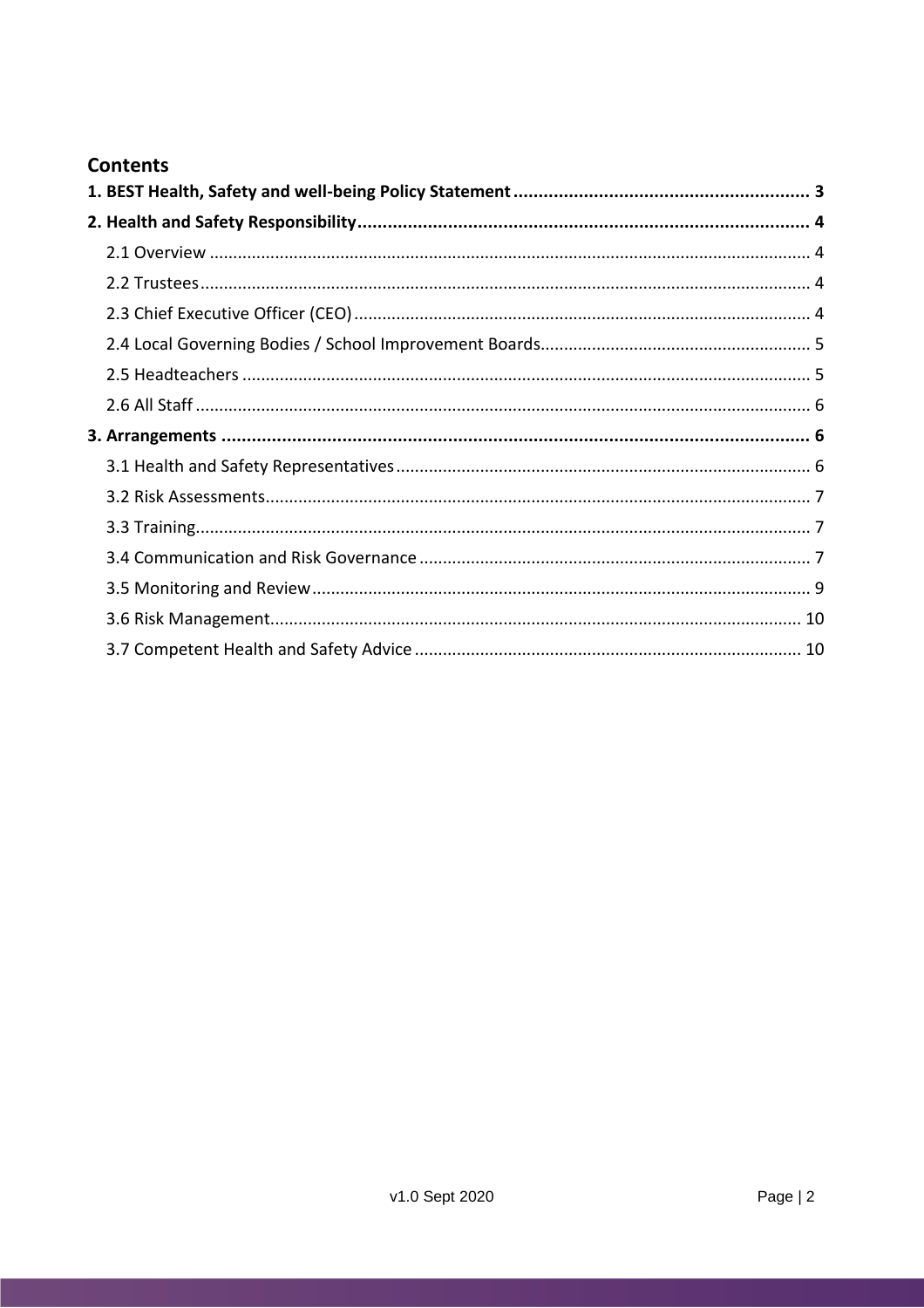## Contents

**1. BEST Health, Safety and well-being Policy Statement ... 3**

**2. Health and Safety Responsibility ... 4**

- 2.1 Overview ... 4
- 2.2 Trustees ... 4
- 2.3 Chief Executive Officer (CEO) ... 4
- 2.4 Local Governing Bodies / School Improvement Boards ... 5
- 2.5 Headteachers ... 5
- 2.6 All Staff ... 6

**3. Arrangements ... 6**

- 3.1 Health and Safety Representatives ... 6
- 3.2 Risk Assessments ... 7
- 3.3 Training ... 7
- 3.4 Communication and Risk Governance ... 7
- 3.5 Monitoring and Review ... 9
- 3.6 Risk Management ... 10
- 3.7 Competent Health and Safety Advice ... 10

v1.0 Sept 2020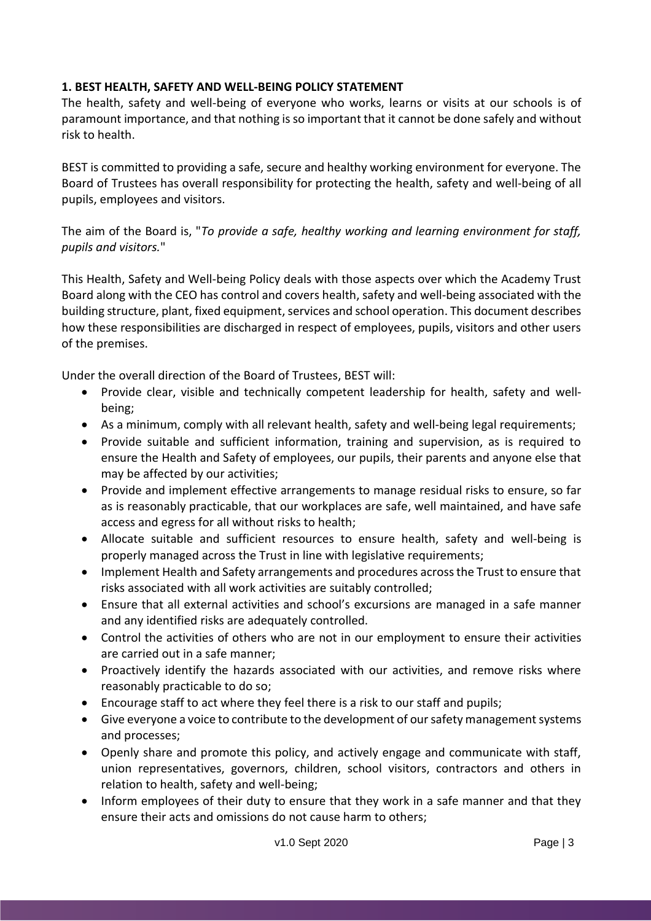## 1. BEST HEALTH, SAFETY AND WELL-BEING POLICY STATEMENT

The health, safety and well-being of everyone who works, learns or visits at our schools is of paramount importance, and that nothing is so important that it cannot be done safely and without risk to health.

BEST is committed to providing a safe, secure and healthy working environment for everyone. The Board of Trustees has overall responsibility for protecting the health, safety and well-being of all pupils, employees and visitors.

The aim of the Board is, "*To provide a safe, healthy working and learning environment for staff, pupils and visitors.*"

This Health, Safety and Well-being Policy deals with those aspects over which the Academy Trust Board along with the CEO has control and covers health, safety and well-being associated with the building structure, plant, fixed equipment, services and school operation. This document describes how these responsibilities are discharged in respect of employees, pupils, visitors and other users of the premises.

Under the overall direction of the Board of Trustees, BEST will:

- Provide clear, visible and technically competent leadership for health, safety and well-being;
- As a minimum, comply with all relevant health, safety and well-being legal requirements;
- Provide suitable and sufficient information, training and supervision, as is required to ensure the Health and Safety of employees, our pupils, their parents and anyone else that may be affected by our activities;
- Provide and implement effective arrangements to manage residual risks to ensure, so far as is reasonably practicable, that our workplaces are safe, well maintained, and have safe access and egress for all without risks to health;
- Allocate suitable and sufficient resources to ensure health, safety and well-being is properly managed across the Trust in line with legislative requirements;
- Implement Health and Safety arrangements and procedures across the Trust to ensure that risks associated with all work activities are suitably controlled;
- Ensure that all external activities and school's excursions are managed in a safe manner and any identified risks are adequately controlled.
- Control the activities of others who are not in our employment to ensure their activities are carried out in a safe manner;
- Proactively identify the hazards associated with our activities, and remove risks where reasonably practicable to do so;
- Encourage staff to act where they feel there is a risk to our staff and pupils;
- Give everyone a voice to contribute to the development of our safety management systems and processes;
- Openly share and promote this policy, and actively engage and communicate with staff, union representatives, governors, children, school visitors, contractors and others in relation to health, safety and well-being;
- Inform employees of their duty to ensure that they work in a safe manner and that they ensure their acts and omissions do not cause harm to others;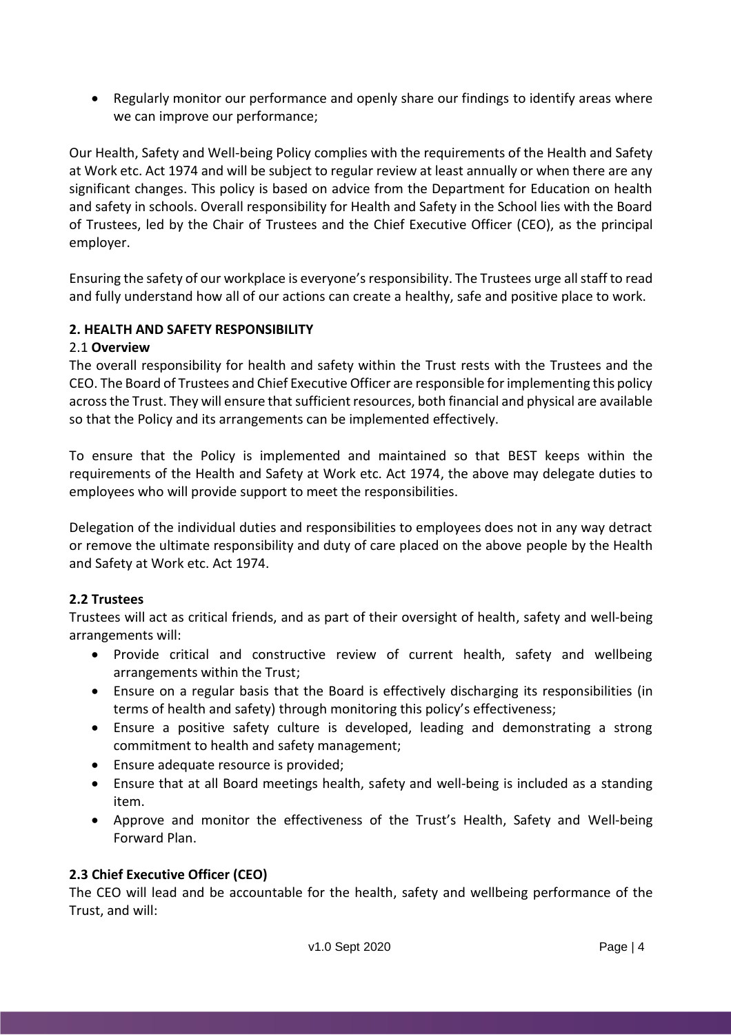- Regularly monitor our performance and openly share our findings to identify areas where we can improve our performance;

Our Health, Safety and Well-being Policy complies with the requirements of the Health and Safety at Work etc. Act 1974 and will be subject to regular review at least annually or when there are any significant changes. This policy is based on advice from the Department for Education on health and safety in schools. Overall responsibility for Health and Safety in the School lies with the Board of Trustees, led by the Chair of Trustees and the Chief Executive Officer (CEO), as the principal employer.

Ensuring the safety of our workplace is everyone's responsibility. The Trustees urge all staff to read and fully understand how all of our actions can create a healthy, safe and positive place to work.

## 2. HEALTH AND SAFETY RESPONSIBILITY

### 2.1 Overview

The overall responsibility for health and safety within the Trust rests with the Trustees and the CEO. The Board of Trustees and Chief Executive Officer are responsible for implementing this policy across the Trust. They will ensure that sufficient resources, both financial and physical are available so that the Policy and its arrangements can be implemented effectively.

To ensure that the Policy is implemented and maintained so that BEST keeps within the requirements of the Health and Safety at Work etc. Act 1974, the above may delegate duties to employees who will provide support to meet the responsibilities.

Delegation of the individual duties and responsibilities to employees does not in any way detract or remove the ultimate responsibility and duty of care placed on the above people by the Health and Safety at Work etc. Act 1974.

### 2.2 Trustees

Trustees will act as critical friends, and as part of their oversight of health, safety and well-being arrangements will:

- Provide critical and constructive review of current health, safety and wellbeing arrangements within the Trust;
- Ensure on a regular basis that the Board is effectively discharging its responsibilities (in terms of health and safety) through monitoring this policy's effectiveness;
- Ensure a positive safety culture is developed, leading and demonstrating a strong commitment to health and safety management;
- Ensure adequate resource is provided;
- Ensure that at all Board meetings health, safety and well-being is included as a standing item.
- Approve and monitor the effectiveness of the Trust's Health, Safety and Well-being Forward Plan.

### 2.3 Chief Executive Officer (CEO)

The CEO will lead and be accountable for the health, safety and wellbeing performance of the Trust, and will: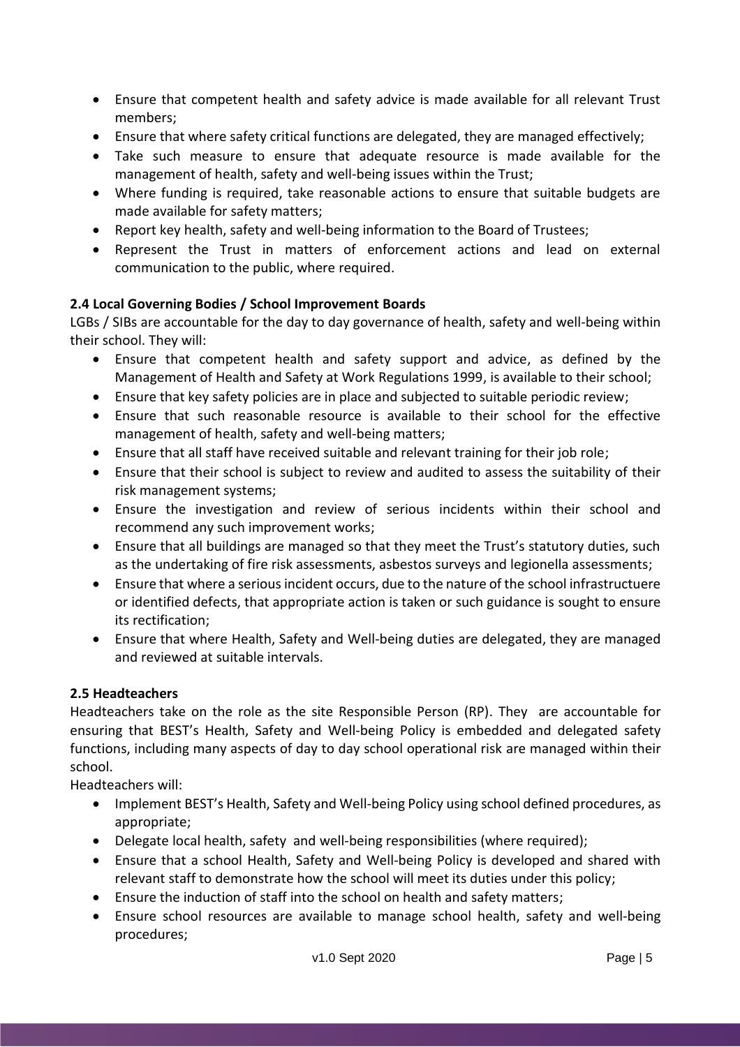- Ensure that competent health and safety advice is made available for all relevant Trust members;
- Ensure that where safety critical functions are delegated, they are managed effectively;
- Take such measure to ensure that adequate resource is made available for the management of health, safety and well-being issues within the Trust;
- Where funding is required, take reasonable actions to ensure that suitable budgets are made available for safety matters;
- Report key health, safety and well-being information to the Board of Trustees;
- Represent the Trust in matters of enforcement actions and lead on external communication to the public, where required.

### 2.4 Local Governing Bodies / School Improvement Boards

LGBs / SIBs are accountable for the day to day governance of health, safety and well-being within their school. They will:

- Ensure that competent health and safety support and advice, as defined by the Management of Health and Safety at Work Regulations 1999, is available to their school;
- Ensure that key safety policies are in place and subjected to suitable periodic review;
- Ensure that such reasonable resource is available to their school for the effective management of health, safety and well-being matters;
- Ensure that all staff have received suitable and relevant training for their job role;
- Ensure that their school is subject to review and audited to assess the suitability of their risk management systems;
- Ensure the investigation and review of serious incidents within their school and recommend any such improvement works;
- Ensure that all buildings are managed so that they meet the Trust's statutory duties, such as the undertaking of fire risk assessments, asbestos surveys and legionella assessments;
- Ensure that where a serious incident occurs, due to the nature of the school infrastructuere or identified defects, that appropriate action is taken or such guidance is sought to ensure its rectification;
- Ensure that where Health, Safety and Well-being duties are delegated, they are managed and reviewed at suitable intervals.

### 2.5 Headteachers

Headteachers take on the role as the site Responsible Person (RP). They are accountable for ensuring that BEST's Health, Safety and Well-being Policy is embedded and delegated safety functions, including many aspects of day to day school operational risk are managed within their school.

Headteachers will:

- Implement BEST's Health, Safety and Well-being Policy using school defined procedures, as appropriate;
- Delegate local health, safety and well-being responsibilities (where required);
- Ensure that a school Health, Safety and Well-being Policy is developed and shared with relevant staff to demonstrate how the school will meet its duties under this policy;
- Ensure the induction of staff into the school on health and safety matters;
- Ensure school resources are available to manage school health, safety and well-being procedures;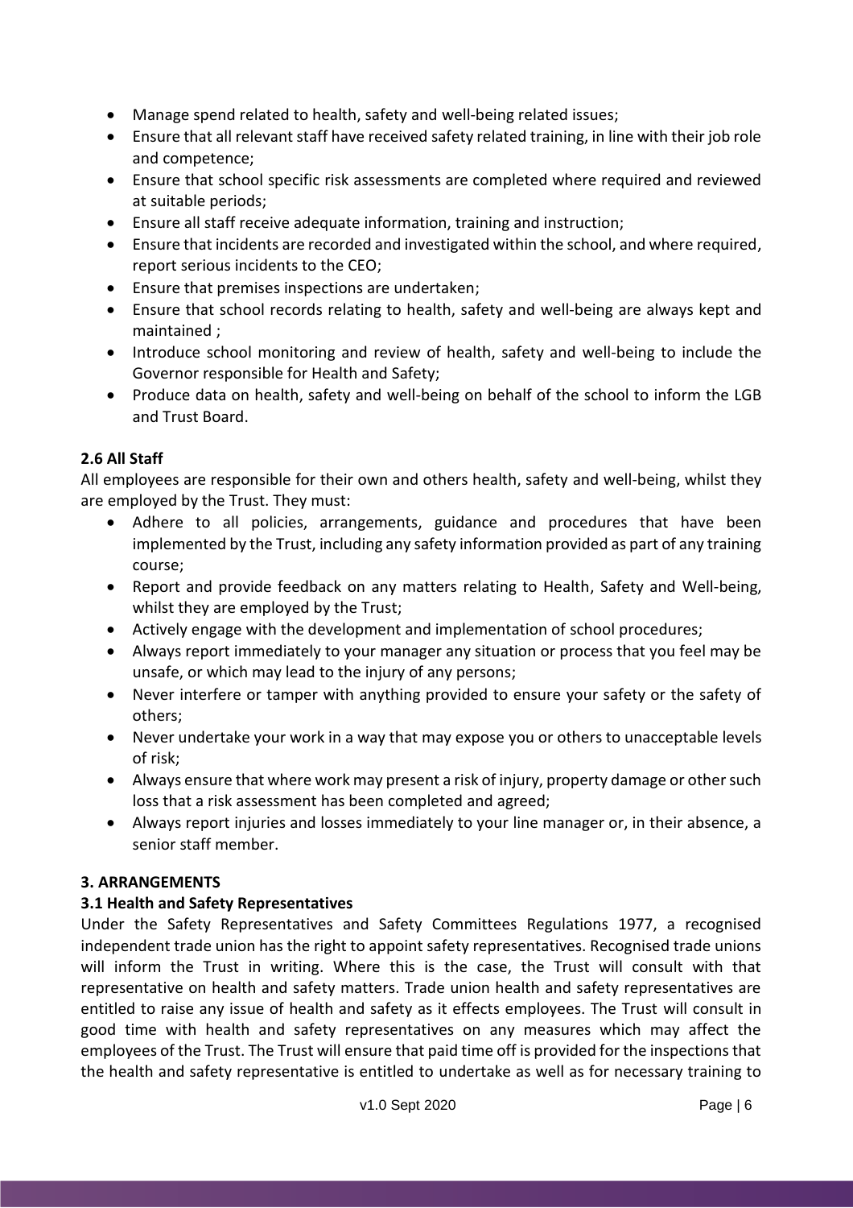- Manage spend related to health, safety and well-being related issues;
- Ensure that all relevant staff have received safety related training, in line with their job role and competence;
- Ensure that school specific risk assessments are completed where required and reviewed at suitable periods;
- Ensure all staff receive adequate information, training and instruction;
- Ensure that incidents are recorded and investigated within the school, and where required, report serious incidents to the CEO;
- Ensure that premises inspections are undertaken;
- Ensure that school records relating to health, safety and well-being are always kept and maintained ;
- Introduce school monitoring and review of health, safety and well-being to include the Governor responsible for Health and Safety;
- Produce data on health, safety and well-being on behalf of the school to inform the LGB and Trust Board.

### 2.6 All Staff

All employees are responsible for their own and others health, safety and well-being, whilst they are employed by the Trust. They must:

- Adhere to all policies, arrangements, guidance and procedures that have been implemented by the Trust, including any safety information provided as part of any training course;
- Report and provide feedback on any matters relating to Health, Safety and Well-being, whilst they are employed by the Trust;
- Actively engage with the development and implementation of school procedures;
- Always report immediately to your manager any situation or process that you feel may be unsafe, or which may lead to the injury of any persons;
- Never interfere or tamper with anything provided to ensure your safety or the safety of others;
- Never undertake your work in a way that may expose you or others to unacceptable levels of risk;
- Always ensure that where work may present a risk of injury, property damage or other such loss that a risk assessment has been completed and agreed;
- Always report injuries and losses immediately to your line manager or, in their absence, a senior staff member.

## 3. ARRANGEMENTS

### 3.1 Health and Safety Representatives

Under the Safety Representatives and Safety Committees Regulations 1977, a recognised independent trade union has the right to appoint safety representatives. Recognised trade unions will inform the Trust in writing. Where this is the case, the Trust will consult with that representative on health and safety matters. Trade union health and safety representatives are entitled to raise any issue of health and safety as it effects employees. The Trust will consult in good time with health and safety representatives on any measures which may affect the employees of the Trust. The Trust will ensure that paid time off is provided for the inspections that the health and safety representative is entitled to undertake as well as for necessary training to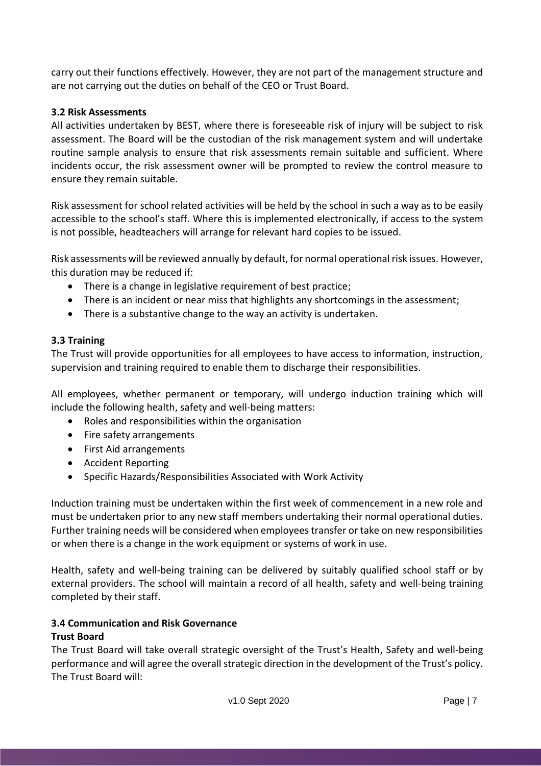carry out their functions effectively. However, they are not part of the management structure and are not carrying out the duties on behalf of the CEO or Trust Board.

**3.2 Risk Assessments**

All activities undertaken by BEST, where there is foreseeable risk of injury will be subject to risk assessment. The Board will be the custodian of the risk management system and will undertake routine sample analysis to ensure that risk assessments remain suitable and sufficient. Where incidents occur, the risk assessment owner will be prompted to review the control measure to ensure they remain suitable.

Risk assessment for school related activities will be held by the school in such a way as to be easily accessible to the school's staff. Where this is implemented electronically, if access to the system is not possible, headteachers will arrange for relevant hard copies to be issued.

Risk assessments will be reviewed annually by default, for normal operational risk issues. However, this duration may be reduced if:

- There is a change in legislative requirement of best practice;
- There is an incident or near miss that highlights any shortcomings in the assessment;
- There is a substantive change to the way an activity is undertaken.

**3.3 Training**

The Trust will provide opportunities for all employees to have access to information, instruction, supervision and training required to enable them to discharge their responsibilities.

All employees, whether permanent or temporary, will undergo induction training which will include the following health, safety and well-being matters:

- Roles and responsibilities within the organisation
- Fire safety arrangements
- First Aid arrangements
- Accident Reporting
- Specific Hazards/Responsibilities Associated with Work Activity

Induction training must be undertaken within the first week of commencement in a new role and must be undertaken prior to any new staff members undertaking their normal operational duties. Further training needs will be considered when employees transfer or take on new responsibilities or when there is a change in the work equipment or systems of work in use.

Health, safety and well-being training can be delivered by suitably qualified school staff or by external providers. The school will maintain a record of all health, safety and well-being training completed by their staff.

**3.4 Communication and Risk Governance**

**Trust Board**

The Trust Board will take overall strategic oversight of the Trust's Health, Safety and well-being performance and will agree the overall strategic direction in the development of the Trust's policy. The Trust Board will: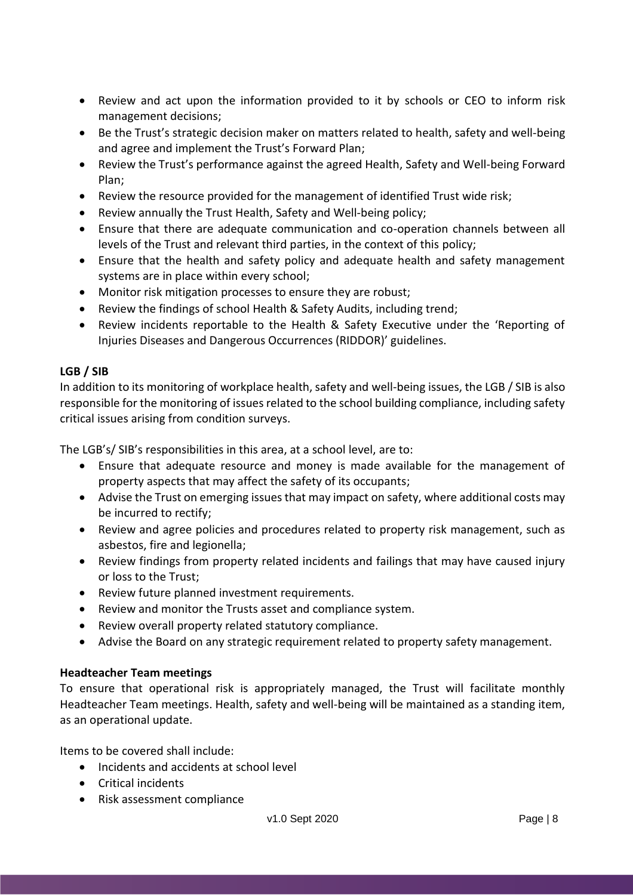- Review and act upon the information provided to it by schools or CEO to inform risk management decisions;
- Be the Trust's strategic decision maker on matters related to health, safety and well-being and agree and implement the Trust's Forward Plan;
- Review the Trust's performance against the agreed Health, Safety and Well-being Forward Plan;
- Review the resource provided for the management of identified Trust wide risk;
- Review annually the Trust Health, Safety and Well-being policy;
- Ensure that there are adequate communication and co-operation channels between all levels of the Trust and relevant third parties, in the context of this policy;
- Ensure that the health and safety policy and adequate health and safety management systems are in place within every school;
- Monitor risk mitigation processes to ensure they are robust;
- Review the findings of school Health & Safety Audits, including trend;
- Review incidents reportable to the Health & Safety Executive under the 'Reporting of Injuries Diseases and Dangerous Occurrences (RIDDOR)' guidelines.

**LGB / SIB**

In addition to its monitoring of workplace health, safety and well-being issues, the LGB / SIB is also responsible for the monitoring of issues related to the school building compliance, including safety critical issues arising from condition surveys.

The LGB's/ SIB's responsibilities in this area, at a school level, are to:

- Ensure that adequate resource and money is made available for the management of property aspects that may affect the safety of its occupants;
- Advise the Trust on emerging issues that may impact on safety, where additional costs may be incurred to rectify;
- Review and agree policies and procedures related to property risk management, such as asbestos, fire and legionella;
- Review findings from property related incidents and failings that may have caused injury or loss to the Trust;
- Review future planned investment requirements.
- Review and monitor the Trusts asset and compliance system.
- Review overall property related statutory compliance.
- Advise the Board on any strategic requirement related to property safety management.

**Headteacher Team meetings**

To ensure that operational risk is appropriately managed, the Trust will facilitate monthly Headteacher Team meetings. Health, safety and well-being will be maintained as a standing item, as an operational update.

Items to be covered shall include:

- Incidents and accidents at school level
- Critical incidents
- Risk assessment compliance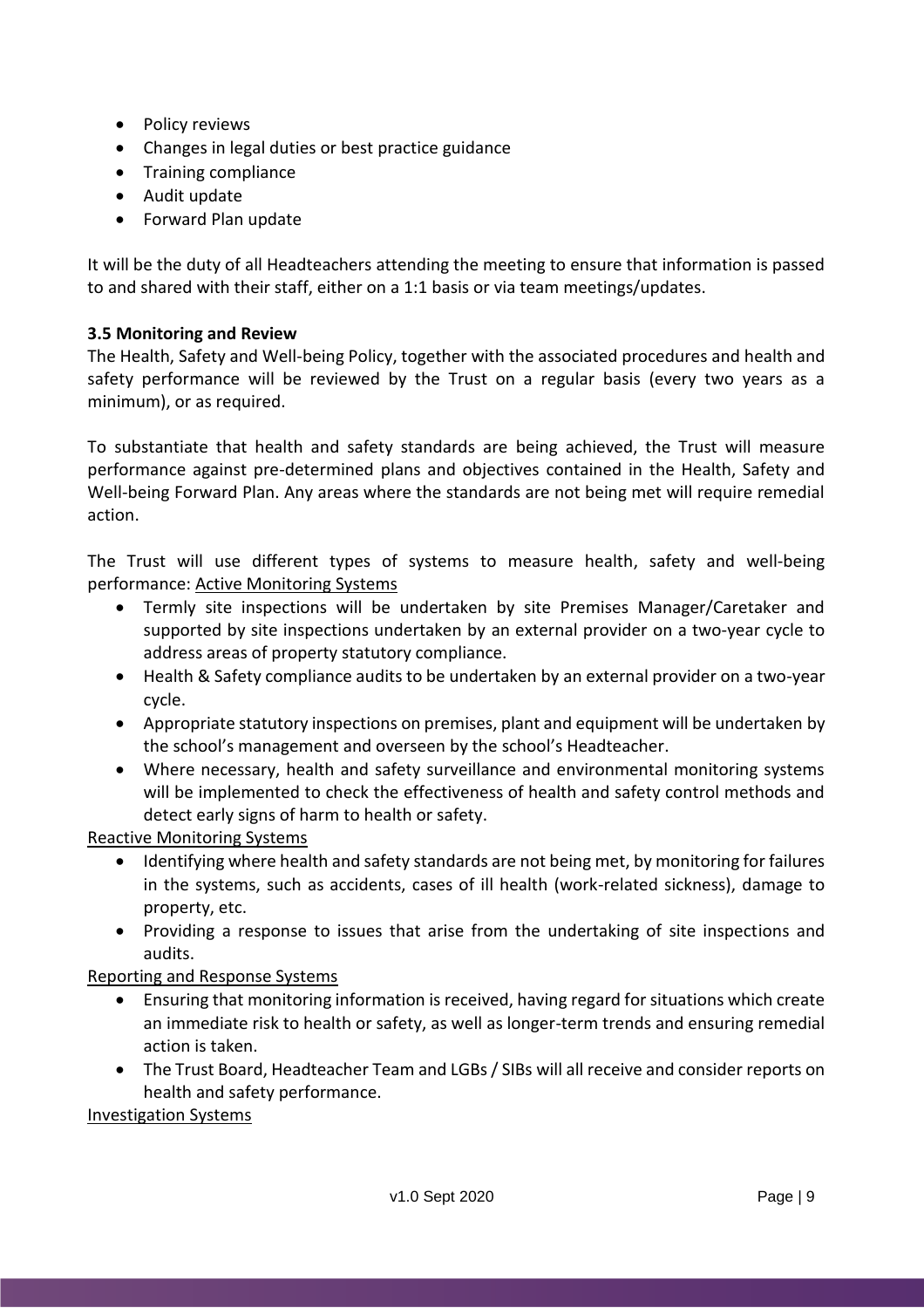- Policy reviews
- Changes in legal duties or best practice guidance
- Training compliance
- Audit update
- Forward Plan update

It will be the duty of all Headteachers attending the meeting to ensure that information is passed to and shared with their staff, either on a 1:1 basis or via team meetings/updates.

**3.5 Monitoring and Review**

The Health, Safety and Well-being Policy, together with the associated procedures and health and safety performance will be reviewed by the Trust on a regular basis (every two years as a minimum), or as required.

To substantiate that health and safety standards are being achieved, the Trust will measure performance against pre-determined plans and objectives contained in the Health, Safety and Well-being Forward Plan. Any areas where the standards are not being met will require remedial action.

The Trust will use different types of systems to measure health, safety and well-being performance: <u>Active Monitoring Systems</u>

- Termly site inspections will be undertaken by site Premises Manager/Caretaker and supported by site inspections undertaken by an external provider on a two-year cycle to address areas of property statutory compliance.
- Health & Safety compliance audits to be undertaken by an external provider on a two-year cycle.
- Appropriate statutory inspections on premises, plant and equipment will be undertaken by the school's management and overseen by the school's Headteacher.
- Where necessary, health and safety surveillance and environmental monitoring systems will be implemented to check the effectiveness of health and safety control methods and detect early signs of harm to health or safety.

<u>Reactive Monitoring Systems</u>

- Identifying where health and safety standards are not being met, by monitoring for failures in the systems, such as accidents, cases of ill health (work-related sickness), damage to property, etc.
- Providing a response to issues that arise from the undertaking of site inspections and audits.

<u>Reporting and Response Systems</u>

- Ensuring that monitoring information is received, having regard for situations which create an immediate risk to health or safety, as well as longer-term trends and ensuring remedial action is taken.
- The Trust Board, Headteacher Team and LGBs / SIBs will all receive and consider reports on health and safety performance.

<u>Investigation Systems</u>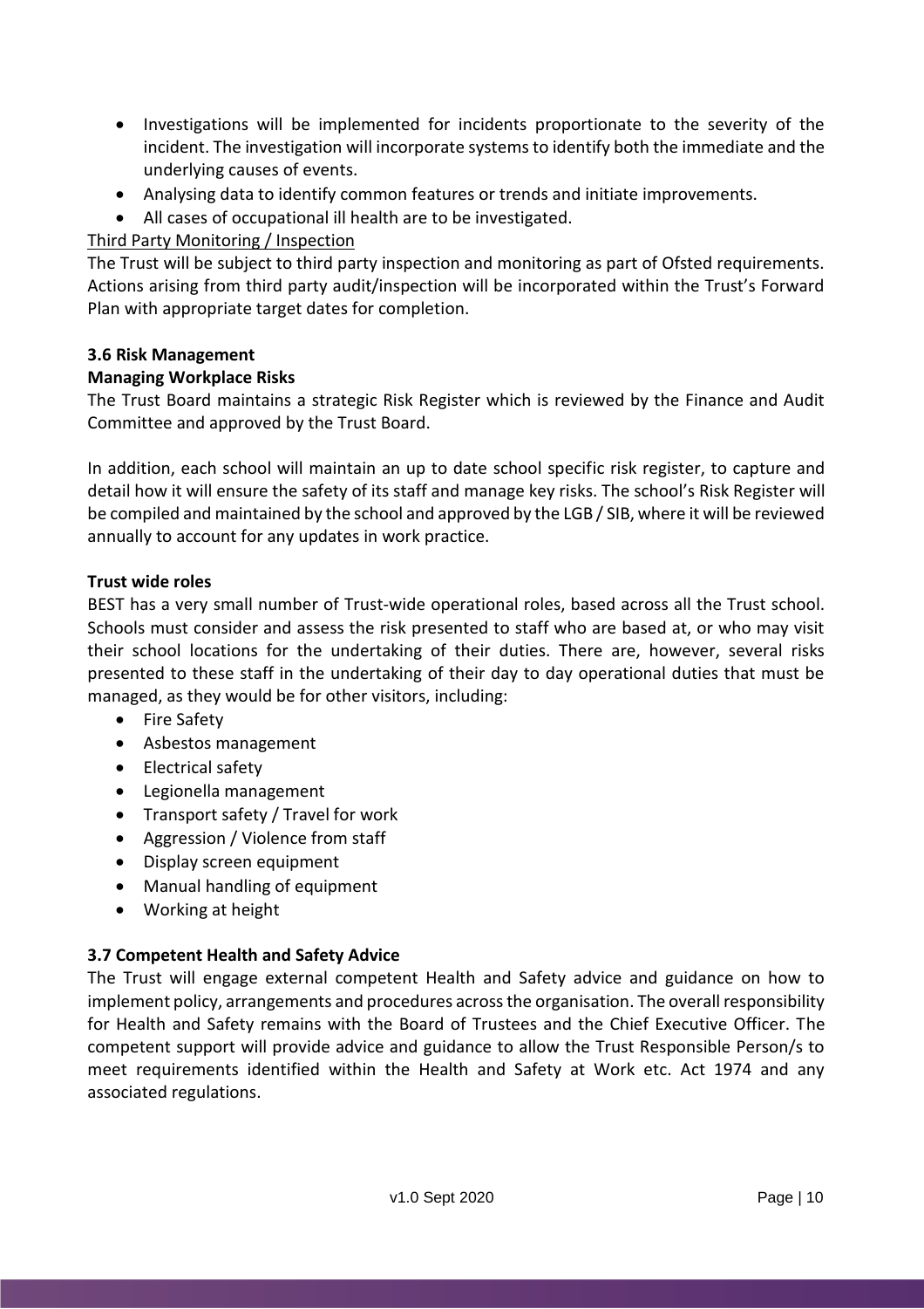- Investigations will be implemented for incidents proportionate to the severity of the incident. The investigation will incorporate systems to identify both the immediate and the underlying causes of events.
- Analysing data to identify common features or trends and initiate improvements.
- All cases of occupational ill health are to be investigated.

Third Party Monitoring / Inspection

The Trust will be subject to third party inspection and monitoring as part of Ofsted requirements. Actions arising from third party audit/inspection will be incorporated within the Trust's Forward Plan with appropriate target dates for completion.

### 3.6 Risk Management

**Managing Workplace Risks**

The Trust Board maintains a strategic Risk Register which is reviewed by the Finance and Audit Committee and approved by the Trust Board.

In addition, each school will maintain an up to date school specific risk register, to capture and detail how it will ensure the safety of its staff and manage key risks. The school's Risk Register will be compiled and maintained by the school and approved by the LGB / SIB, where it will be reviewed annually to account for any updates in work practice.

**Trust wide roles**

BEST has a very small number of Trust-wide operational roles, based across all the Trust school. Schools must consider and assess the risk presented to staff who are based at, or who may visit their school locations for the undertaking of their duties. There are, however, several risks presented to these staff in the undertaking of their day to day operational duties that must be managed, as they would be for other visitors, including:

- Fire Safety
- Asbestos management
- Electrical safety
- Legionella management
- Transport safety / Travel for work
- Aggression / Violence from staff
- Display screen equipment
- Manual handling of equipment
- Working at height

### 3.7 Competent Health and Safety Advice

The Trust will engage external competent Health and Safety advice and guidance on how to implement policy, arrangements and procedures across the organisation. The overall responsibility for Health and Safety remains with the Board of Trustees and the Chief Executive Officer. The competent support will provide advice and guidance to allow the Trust Responsible Person/s to meet requirements identified within the Health and Safety at Work etc. Act 1974 and any associated regulations.